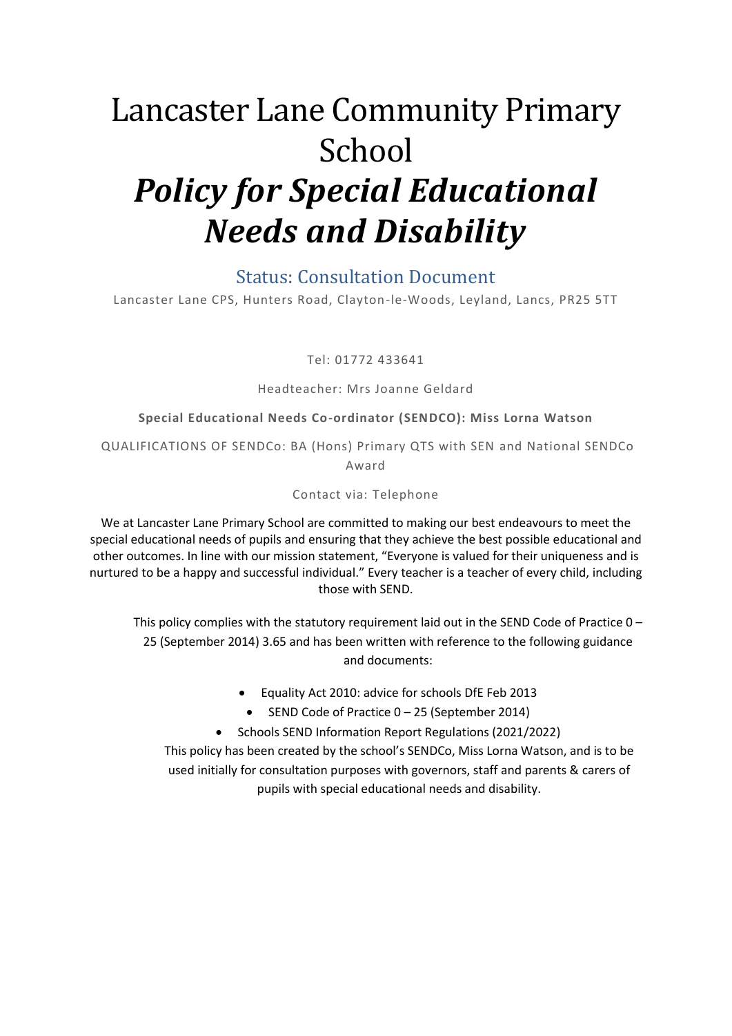# Lancaster Lane Community Primary School

# *Policy for Special Educational Needs and Disability*

## Status: Consultation Document

Lancaster Lane CPS, Hunters Road, Clayton-le-Woods, Leyland, Lancs, PR25 5TT

Tel: 01772 433641

Headteacher: Mrs Joanne Geldard

**Special Educational Needs Co-ordinator (SENDCO): Miss Lorna Watson**

QUALIFICATIONS OF SENDCo: BA (Hons) Primary QTS with SEN and National SENDCo Award

Contact via: Telephone

We at Lancaster Lane Primary School are committed to making our best endeavours to meet the special educational needs of pupils and ensuring that they achieve the best possible educational and other outcomes. In line with our mission statement, "Everyone is valued for their uniqueness and is nurtured to be a happy and successful individual." Every teacher is a teacher of every child, including those with SEND.

This policy complies with the statutory requirement laid out in the SEND Code of Practice 0 – 25 (September 2014) 3.65 and has been written with reference to the following guidance and documents:

- Equality Act 2010: advice for schools DfE Feb 2013
- SEND Code of Practice 0 – 25 (September 2014)
- Schools SEND Information Report Regulations (2021/2022)

This policy has been created by the school's SENDCo, Miss Lorna Watson, and is to be used initially for consultation purposes with governors, staff and parents & carers of pupils with special educational needs and disability.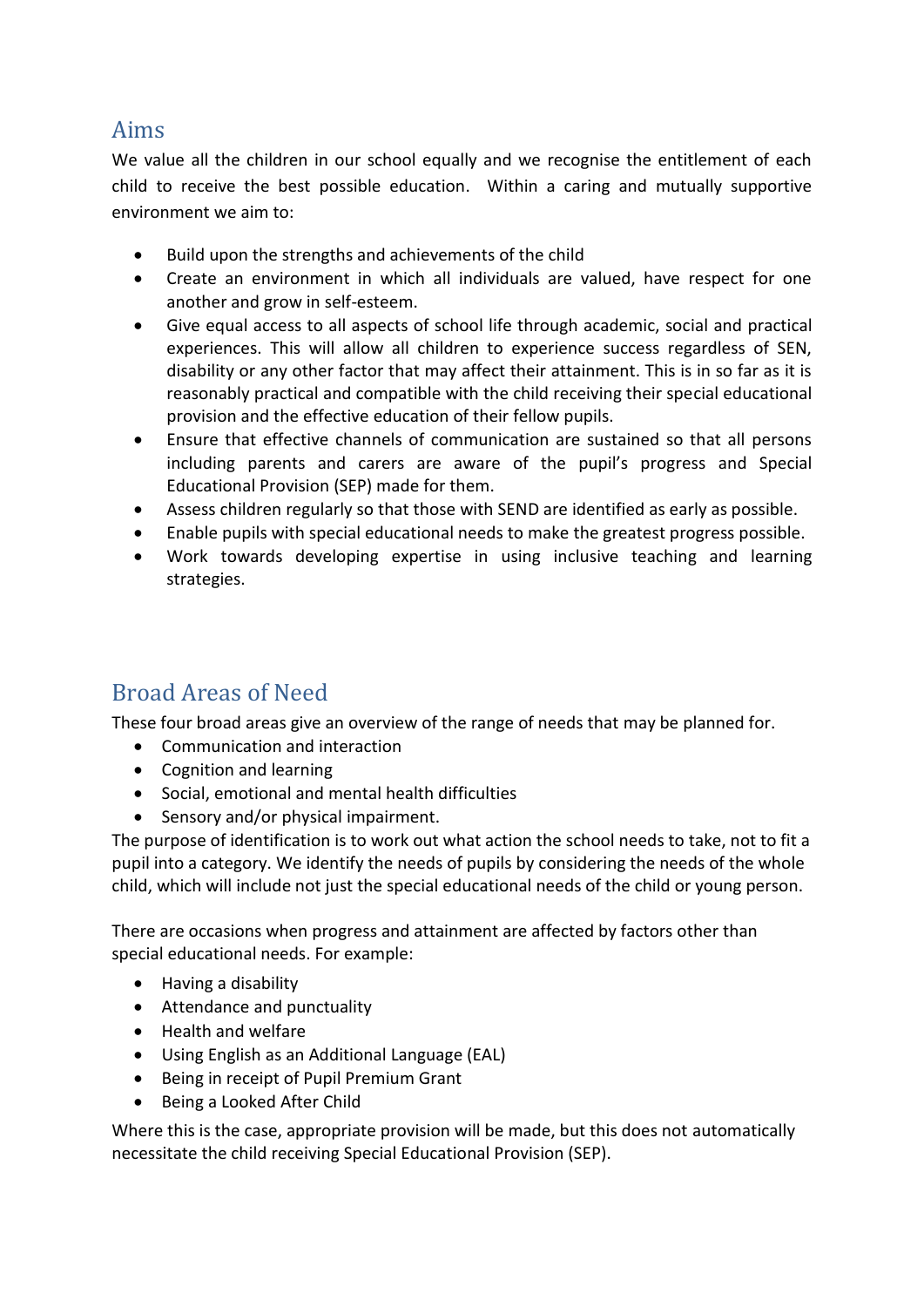## Aims

We value all the children in our school equally and we recognise the entitlement of each child to receive the best possible education. Within a caring and mutually supportive environment we aim to:

- Build upon the strengths and achievements of the child
- Create an environment in which all individuals are valued, have respect for one another and grow in self-esteem.
- Give equal access to all aspects of school life through academic, social and practical experiences. This will allow all children to experience success regardless of SEN, disability or any other factor that may affect their attainment. This is in so far as it is reasonably practical and compatible with the child receiving their special educational provision and the effective education of their fellow pupils.
- Ensure that effective channels of communication are sustained so that all persons including parents and carers are aware of the pupil's progress and Special Educational Provision (SEP) made for them.
- Assess children regularly so that those with SEND are identified as early as possible.
- Enable pupils with special educational needs to make the greatest progress possible.
- Work towards developing expertise in using inclusive teaching and learning strategies.

## Broad Areas of Need

These four broad areas give an overview of the range of needs that may be planned for.

- Communication and interaction
- Cognition and learning
- Social, emotional and mental health difficulties
- Sensory and/or physical impairment.

The purpose of identification is to work out what action the school needs to take, not to fit a pupil into a category. We identify the needs of pupils by considering the needs of the whole child, which will include not just the special educational needs of the child or young person.

There are occasions when progress and attainment are affected by factors other than special educational needs. For example:

- Having a disability
- Attendance and punctuality
- Health and welfare
- Using English as an Additional Language (EAL)
- Being in receipt of Pupil Premium Grant
- Being a Looked After Child

Where this is the case, appropriate provision will be made, but this does not automatically necessitate the child receiving Special Educational Provision (SEP).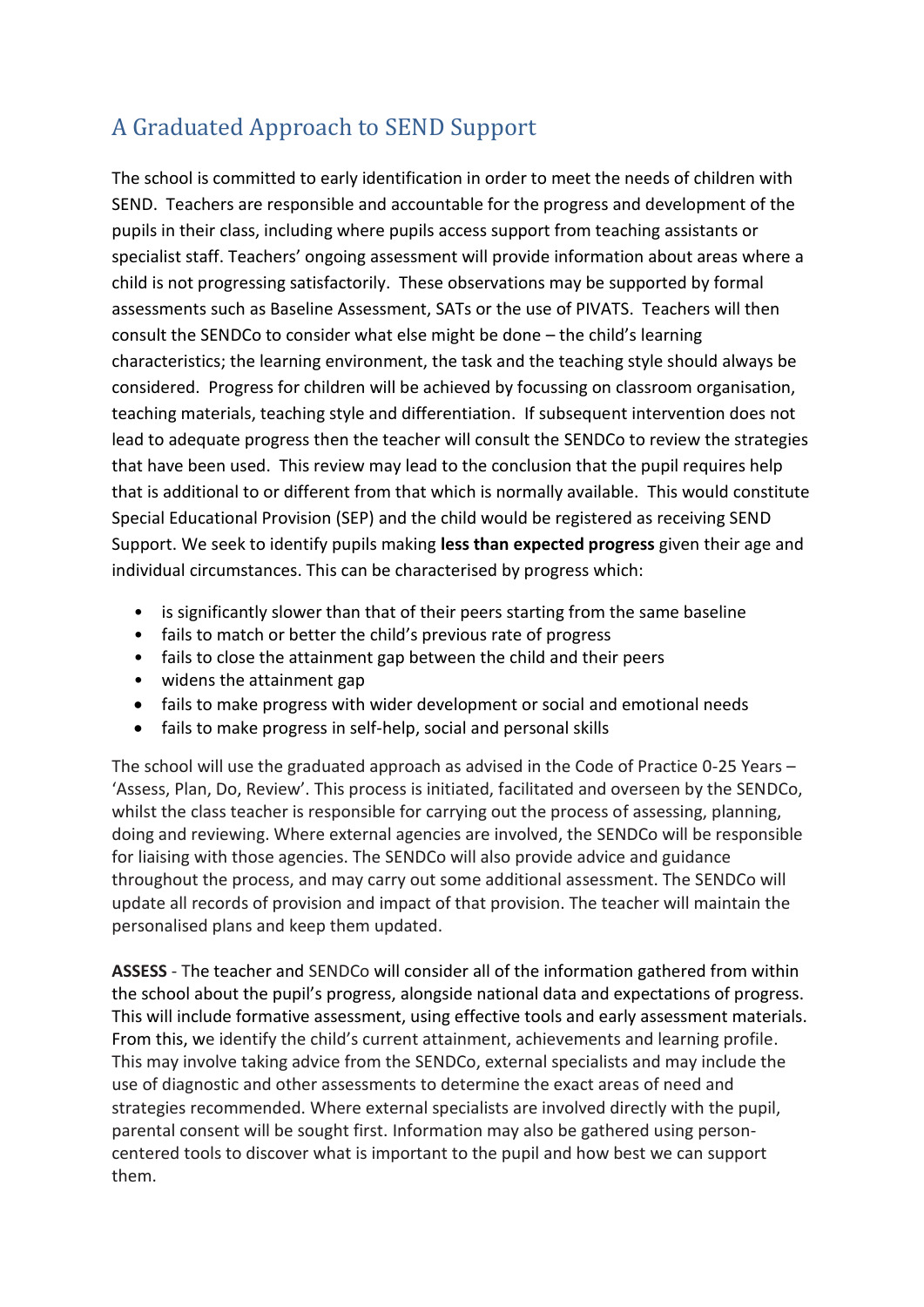## A Graduated Approach to SEND Support

The school is committed to early identification in order to meet the needs of children with SEND. Teachers are responsible and accountable for the progress and development of the pupils in their class, including where pupils access support from teaching assistants or specialist staff. Teachers' ongoing assessment will provide information about areas where a child is not progressing satisfactorily. These observations may be supported by formal assessments such as Baseline Assessment, SATs or the use of PIVATS. Teachers will then consult the SENDCo to consider what else might be done – the child's learning characteristics; the learning environment, the task and the teaching style should always be considered. Progress for children will be achieved by focussing on classroom organisation, teaching materials, teaching style and differentiation. If subsequent intervention does not lead to adequate progress then the teacher will consult the SENDCo to review the strategies that have been used. This review may lead to the conclusion that the pupil requires help that is additional to or different from that which is normally available. This would constitute Special Educational Provision (SEP) and the child would be registered as receiving SEND Support. We seek to identify pupils making **less than expected progress** given their age and individual circumstances. This can be characterised by progress which:

- is significantly slower than that of their peers starting from the same baseline
- fails to match or better the child's previous rate of progress
- fails to close the attainment gap between the child and their peers
- widens the attainment gap
- fails to make progress with wider development or social and emotional needs
- fails to make progress in self-help, social and personal skills

The school will use the graduated approach as advised in the Code of Practice 0-25 Years – 'Assess, Plan, Do, Review'. This process is initiated, facilitated and overseen by the SENDCo, whilst the class teacher is responsible for carrying out the process of assessing, planning, doing and reviewing. Where external agencies are involved, the SENDCo will be responsible for liaising with those agencies. The SENDCo will also provide advice and guidance throughout the process, and may carry out some additional assessment. The SENDCo will update all records of provision and impact of that provision. The teacher will maintain the personalised plans and keep them updated.

**ASSESS** - The teacher and SENDCo will consider all of the information gathered from within the school about the pupil's progress, alongside national data and expectations of progress. This will include formative assessment, using effective tools and early assessment materials. From this, we identify the child's current attainment, achievements and learning profile. This may involve taking advice from the SENDCo, external specialists and may include the use of diagnostic and other assessments to determine the exact areas of need and strategies recommended. Where external specialists are involved directly with the pupil, parental consent will be sought first. Information may also be gathered using person-centered tools to discover what is important to the pupil and how best we can support them.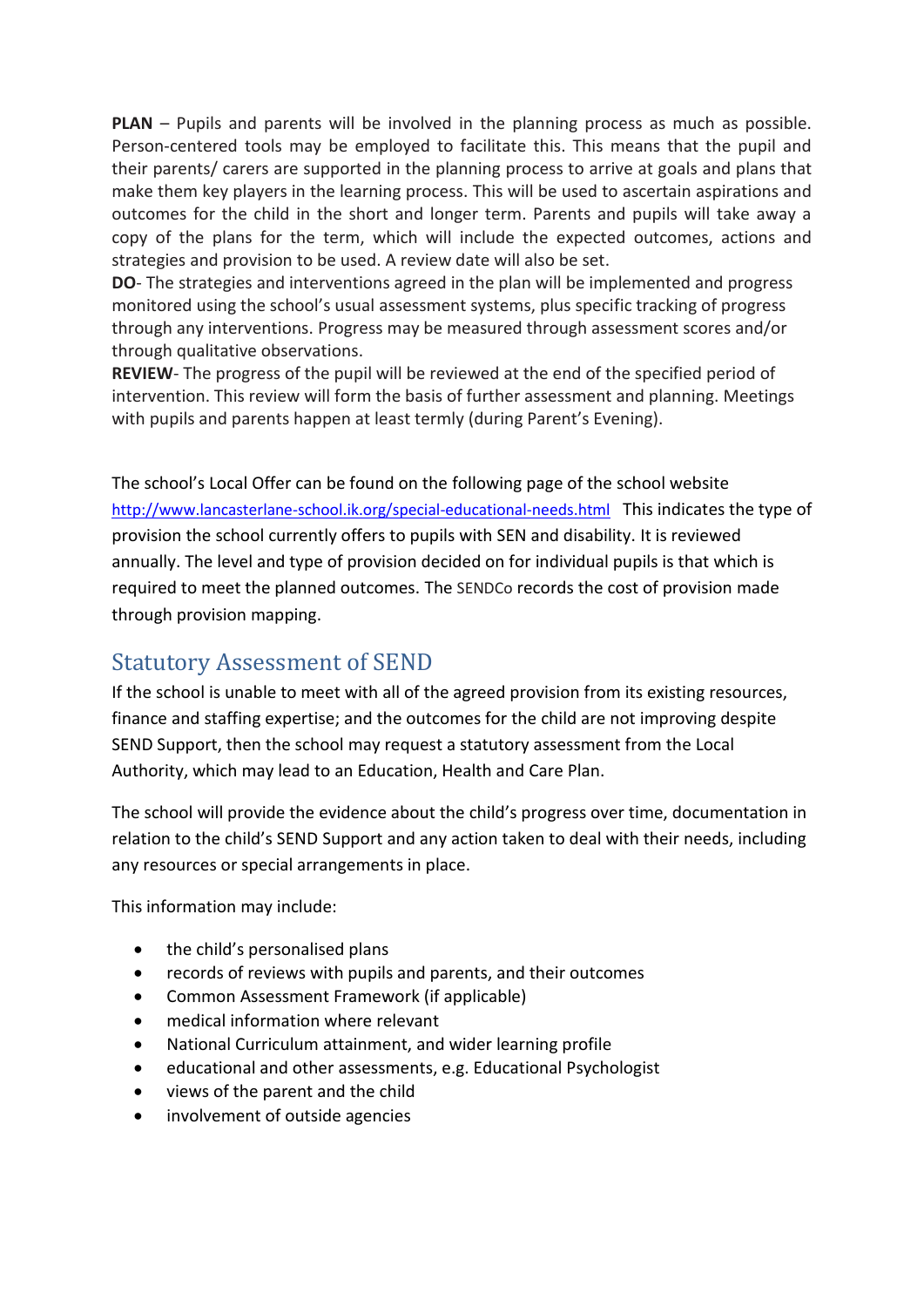**PLAN** – Pupils and parents will be involved in the planning process as much as possible. Person-centered tools may be employed to facilitate this. This means that the pupil and their parents/ carers are supported in the planning process to arrive at goals and plans that make them key players in the learning process. This will be used to ascertain aspirations and outcomes for the child in the short and longer term. Parents and pupils will take away a copy of the plans for the term, which will include the expected outcomes, actions and strategies and provision to be used. A review date will also be set.

**DO**- The strategies and interventions agreed in the plan will be implemented and progress monitored using the school's usual assessment systems, plus specific tracking of progress through any interventions. Progress may be measured through assessment scores and/or through qualitative observations.

**REVIEW**- The progress of the pupil will be reviewed at the end of the specified period of intervention. This review will form the basis of further assessment and planning. Meetings with pupils and parents happen at least termly (during Parent's Evening).

The school's Local Offer can be found on the following page of the school website http://www.lancasterlane-school.ik.org/special-educational-needs.html This indicates the type of provision the school currently offers to pupils with SEN and disability. It is reviewed annually. The level and type of provision decided on for individual pupils is that which is required to meet the planned outcomes. The SENDCo records the cost of provision made through provision mapping.

## Statutory Assessment of SEND

If the school is unable to meet with all of the agreed provision from its existing resources, finance and staffing expertise; and the outcomes for the child are not improving despite SEND Support, then the school may request a statutory assessment from the Local Authority, which may lead to an Education, Health and Care Plan.

The school will provide the evidence about the child's progress over time, documentation in relation to the child's SEND Support and any action taken to deal with their needs, including any resources or special arrangements in place.

This information may include:

- the child's personalised plans
- records of reviews with pupils and parents, and their outcomes
- Common Assessment Framework (if applicable)
- medical information where relevant
- National Curriculum attainment, and wider learning profile
- educational and other assessments, e.g. Educational Psychologist
- views of the parent and the child
- involvement of outside agencies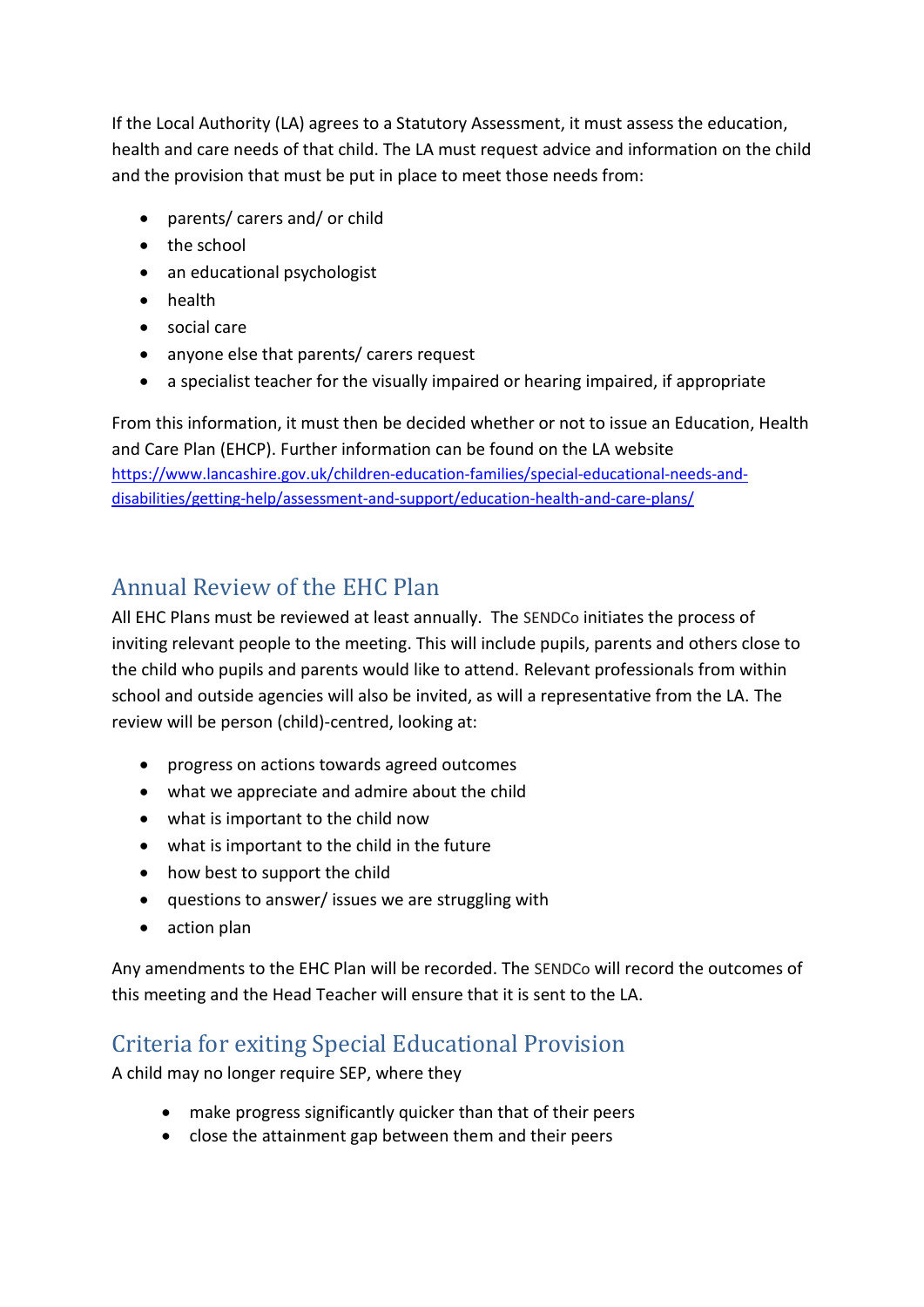If the Local Authority (LA) agrees to a Statutory Assessment, it must assess the education, health and care needs of that child. The LA must request advice and information on the child and the provision that must be put in place to meet those needs from:

- parents/ carers and/ or child
- the school
- an educational psychologist
- health
- social care
- anyone else that parents/ carers request
- a specialist teacher for the visually impaired or hearing impaired, if appropriate

From this information, it must then be decided whether or not to issue an Education, Health and Care Plan (EHCP). Further information can be found on the LA website https://www.lancashire.gov.uk/children-education-families/special-educational-needs-and-disabilities/getting-help/assessment-and-support/education-health-and-care-plans/

## Annual Review of the EHC Plan

All EHC Plans must be reviewed at least annually. The SENDCo initiates the process of inviting relevant people to the meeting. This will include pupils, parents and others close to the child who pupils and parents would like to attend. Relevant professionals from within school and outside agencies will also be invited, as will a representative from the LA. The review will be person (child)-centred, looking at:

- progress on actions towards agreed outcomes
- what we appreciate and admire about the child
- what is important to the child now
- what is important to the child in the future
- how best to support the child
- questions to answer/ issues we are struggling with
- action plan

Any amendments to the EHC Plan will be recorded. The SENDCo will record the outcomes of this meeting and the Head Teacher will ensure that it is sent to the LA.

## Criteria for exiting Special Educational Provision

A child may no longer require SEP, where they

- make progress significantly quicker than that of their peers
- close the attainment gap between them and their peers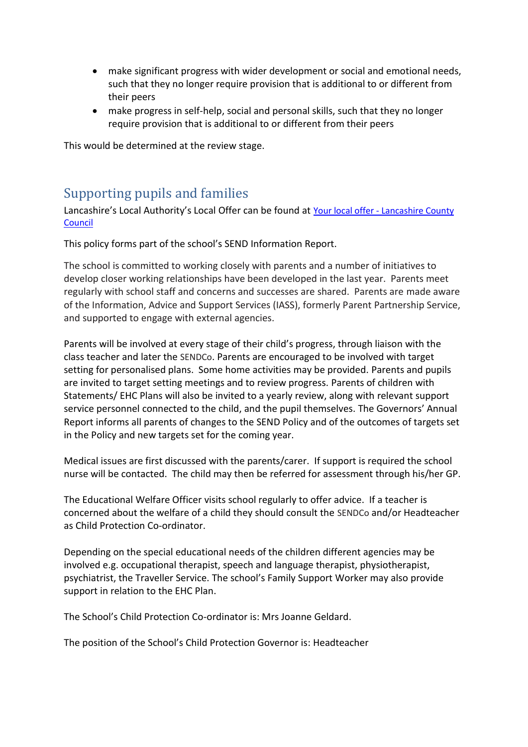- make significant progress with wider development or social and emotional needs, such that they no longer require provision that is additional to or different from their peers
- make progress in self-help, social and personal skills, such that they no longer require provision that is additional to or different from their peers

This would be determined at the review stage.

## Supporting pupils and families

Lancashire's Local Authority's Local Offer can be found at [Your local offer - Lancashire County Council]()

This policy forms part of the school's SEND Information Report.

The school is committed to working closely with parents and a number of initiatives to develop closer working relationships have been developed in the last year. Parents meet regularly with school staff and concerns and successes are shared. Parents are made aware of the Information, Advice and Support Services (IASS), formerly Parent Partnership Service, and supported to engage with external agencies.

Parents will be involved at every stage of their child's progress, through liaison with the class teacher and later the SENDCo. Parents are encouraged to be involved with target setting for personalised plans. Some home activities may be provided. Parents and pupils are invited to target setting meetings and to review progress. Parents of children with Statements/ EHC Plans will also be invited to a yearly review, along with relevant support service personnel connected to the child, and the pupil themselves. The Governors' Annual Report informs all parents of changes to the SEND Policy and of the outcomes of targets set in the Policy and new targets set for the coming year.

Medical issues are first discussed with the parents/carer. If support is required the school nurse will be contacted. The child may then be referred for assessment through his/her GP.

The Educational Welfare Officer visits school regularly to offer advice. If a teacher is concerned about the welfare of a child they should consult the SENDCo and/or Headteacher as Child Protection Co-ordinator.

Depending on the special educational needs of the children different agencies may be involved e.g. occupational therapist, speech and language therapist, physiotherapist, psychiatrist, the Traveller Service. The school's Family Support Worker may also provide support in relation to the EHC Plan.

The School's Child Protection Co-ordinator is: Mrs Joanne Geldard.

The position of the School's Child Protection Governor is: Headteacher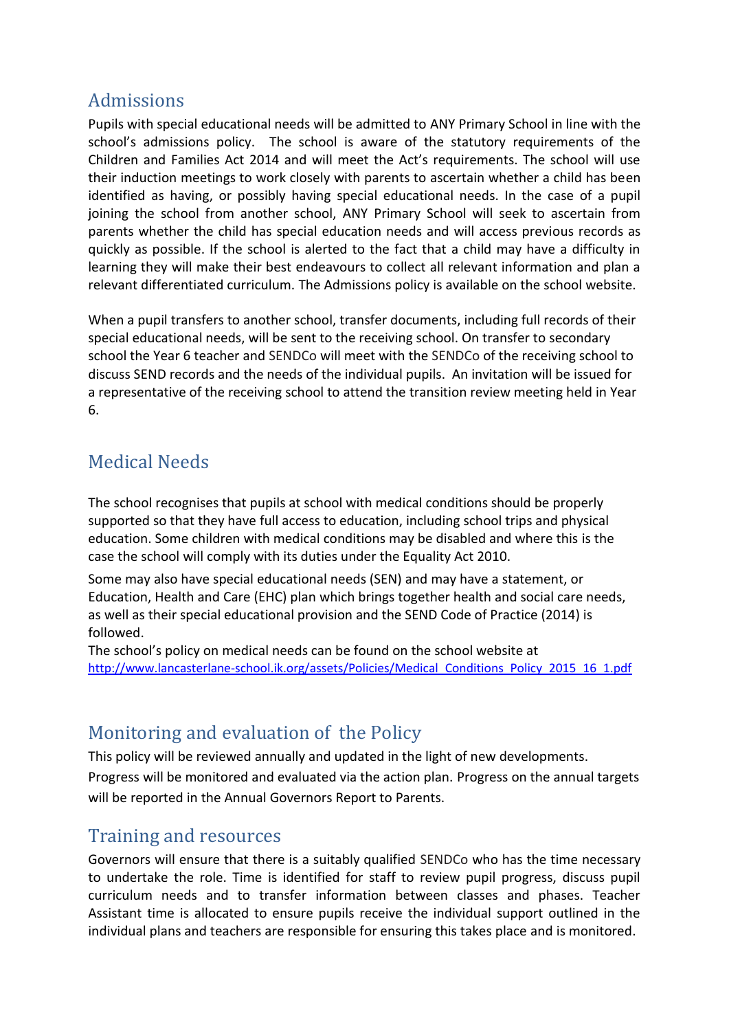## Admissions

Pupils with special educational needs will be admitted to ANY Primary School in line with the school's admissions policy. The school is aware of the statutory requirements of the Children and Families Act 2014 and will meet the Act's requirements. The school will use their induction meetings to work closely with parents to ascertain whether a child has been identified as having, or possibly having special educational needs. In the case of a pupil joining the school from another school, ANY Primary School will seek to ascertain from parents whether the child has special education needs and will access previous records as quickly as possible. If the school is alerted to the fact that a child may have a difficulty in learning they will make their best endeavours to collect all relevant information and plan a relevant differentiated curriculum. The Admissions policy is available on the school website.

When a pupil transfers to another school, transfer documents, including full records of their special educational needs, will be sent to the receiving school. On transfer to secondary school the Year 6 teacher and SENDCo will meet with the SENDCo of the receiving school to discuss SEND records and the needs of the individual pupils. An invitation will be issued for a representative of the receiving school to attend the transition review meeting held in Year 6.

## Medical Needs

The school recognises that pupils at school with medical conditions should be properly supported so that they have full access to education, including school trips and physical education. Some children with medical conditions may be disabled and where this is the case the school will comply with its duties under the Equality Act 2010.

Some may also have special educational needs (SEN) and may have a statement, or Education, Health and Care (EHC) plan which brings together health and social care needs, as well as their special educational provision and the SEND Code of Practice (2014) is followed.

The school's policy on medical needs can be found on the school website at http://www.lancasterlane-school.ik.org/assets/Policies/Medical_Conditions_Policy_2015_16_1.pdf

## Monitoring and evaluation of the Policy

This policy will be reviewed annually and updated in the light of new developments.

Progress will be monitored and evaluated via the action plan. Progress on the annual targets will be reported in the Annual Governors Report to Parents.

## Training and resources

Governors will ensure that there is a suitably qualified SENDCo who has the time necessary to undertake the role. Time is identified for staff to review pupil progress, discuss pupil curriculum needs and to transfer information between classes and phases. Teacher Assistant time is allocated to ensure pupils receive the individual support outlined in the individual plans and teachers are responsible for ensuring this takes place and is monitored.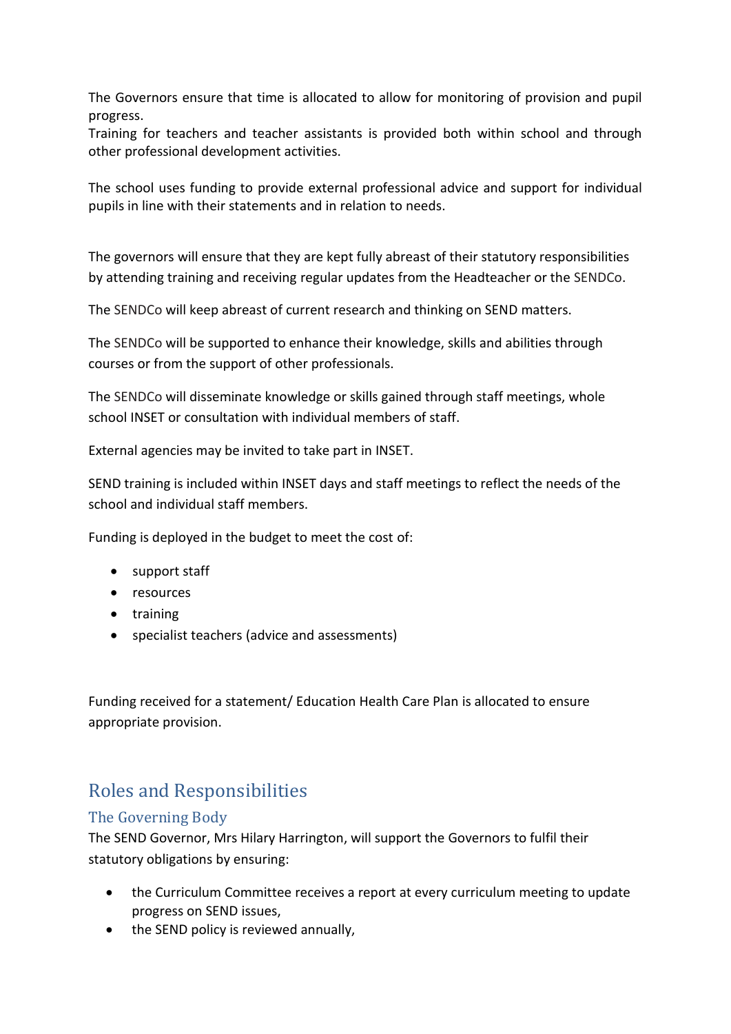The Governors ensure that time is allocated to allow for monitoring of provision and pupil progress.
Training for teachers and teacher assistants is provided both within school and through other professional development activities.

The school uses funding to provide external professional advice and support for individual pupils in line with their statements and in relation to needs.

The governors will ensure that they are kept fully abreast of their statutory responsibilities by attending training and receiving regular updates from the Headteacher or the SENDCo.

The SENDCo will keep abreast of current research and thinking on SEND matters.

The SENDCo will be supported to enhance their knowledge, skills and abilities through courses or from the support of other professionals.

The SENDCo will disseminate knowledge or skills gained through staff meetings, whole school INSET or consultation with individual members of staff.

External agencies may be invited to take part in INSET.

SEND training is included within INSET days and staff meetings to reflect the needs of the school and individual staff members.

Funding is deployed in the budget to meet the cost of:

- support staff
- resources
- training
- specialist teachers (advice and assessments)

Funding received for a statement/ Education Health Care Plan is allocated to ensure appropriate provision.

## Roles and Responsibilities

### The Governing Body

The SEND Governor, Mrs Hilary Harrington, will support the Governors to fulfil their statutory obligations by ensuring:

- the Curriculum Committee receives a report at every curriculum meeting to update progress on SEND issues,
- the SEND policy is reviewed annually,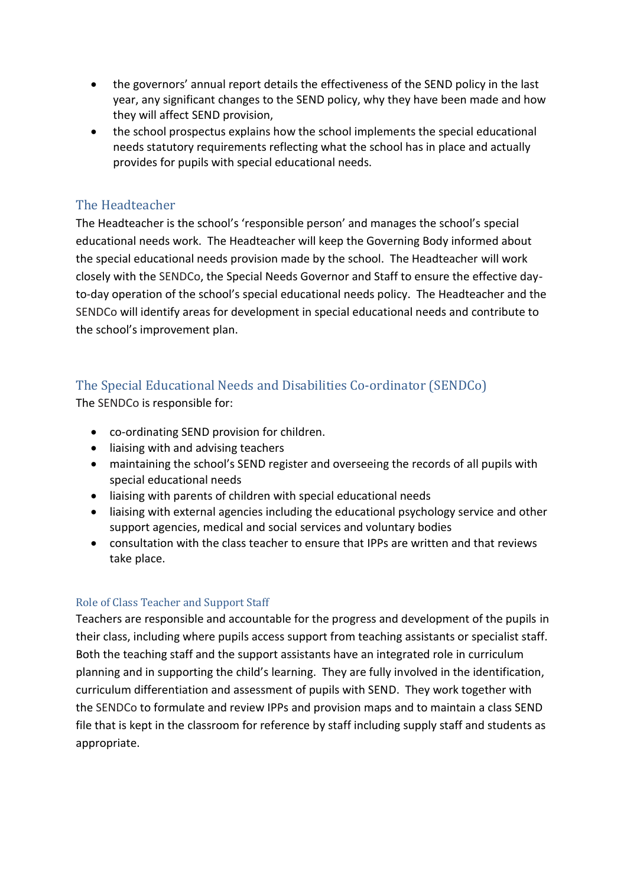- the governors' annual report details the effectiveness of the SEND policy in the last year, any significant changes to the SEND policy, why they have been made and how they will affect SEND provision,
- the school prospectus explains how the school implements the special educational needs statutory requirements reflecting what the school has in place and actually provides for pupils with special educational needs.

## The Headteacher

The Headteacher is the school's 'responsible person' and manages the school's special educational needs work. The Headteacher will keep the Governing Body informed about the special educational needs provision made by the school. The Headteacher will work closely with the SENDCo, the Special Needs Governor and Staff to ensure the effective day-to-day operation of the school's special educational needs policy. The Headteacher and the SENDCo will identify areas for development in special educational needs and contribute to the school's improvement plan.

## The Special Educational Needs and Disabilities Co-ordinator (SENDCo)

The SENDCo is responsible for:

- co-ordinating SEND provision for children.
- liaising with and advising teachers
- maintaining the school's SEND register and overseeing the records of all pupils with special educational needs
- liaising with parents of children with special educational needs
- liaising with external agencies including the educational psychology service and other support agencies, medical and social services and voluntary bodies
- consultation with the class teacher to ensure that IPPs are written and that reviews take place.

### Role of Class Teacher and Support Staff

Teachers are responsible and accountable for the progress and development of the pupils in their class, including where pupils access support from teaching assistants or specialist staff. Both the teaching staff and the support assistants have an integrated role in curriculum planning and in supporting the child's learning. They are fully involved in the identification, curriculum differentiation and assessment of pupils with SEND. They work together with the SENDCo to formulate and review IPPs and provision maps and to maintain a class SEND file that is kept in the classroom for reference by staff including supply staff and students as appropriate.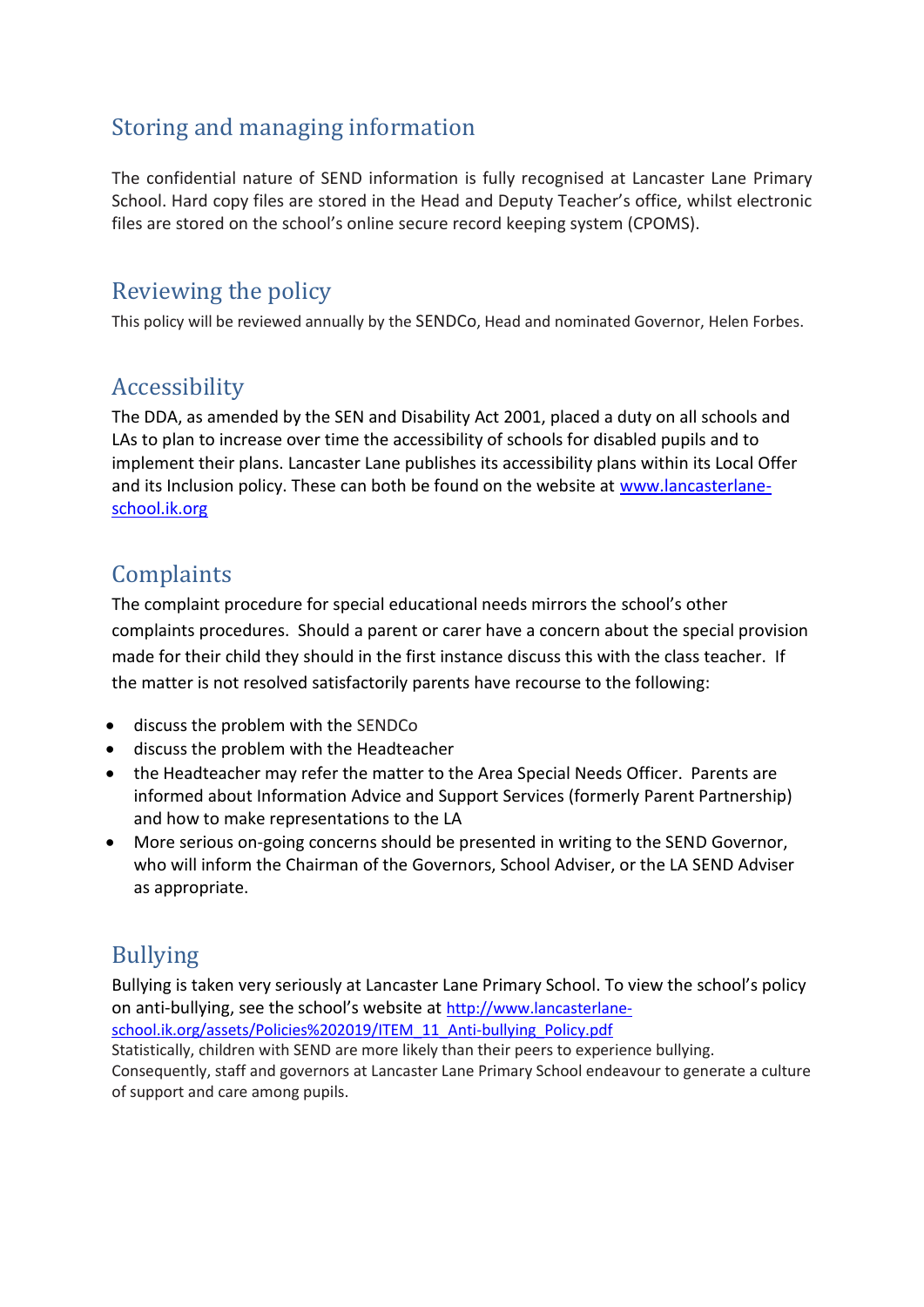## Storing and managing information

The confidential nature of SEND information is fully recognised at Lancaster Lane Primary School. Hard copy files are stored in the Head and Deputy Teacher's office, whilst electronic files are stored on the school's online secure record keeping system (CPOMS).

## Reviewing the policy

This policy will be reviewed annually by the SENDCo, Head and nominated Governor, Helen Forbes.

## Accessibility

The DDA, as amended by the SEN and Disability Act 2001, placed a duty on all schools and LAs to plan to increase over time the accessibility of schools for disabled pupils and to implement their plans. Lancaster Lane publishes its accessibility plans within its Local Offer and its Inclusion policy. These can both be found on the website at [www.lancasterlane-school.ik.org](http://www.lancasterlane-school.ik.org)

## Complaints

The complaint procedure for special educational needs mirrors the school's other complaints procedures. Should a parent or carer have a concern about the special provision made for their child they should in the first instance discuss this with the class teacher. If the matter is not resolved satisfactorily parents have recourse to the following:

- discuss the problem with the SENDCo
- discuss the problem with the Headteacher
- the Headteacher may refer the matter to the Area Special Needs Officer. Parents are informed about Information Advice and Support Services (formerly Parent Partnership) and how to make representations to the LA
- More serious on-going concerns should be presented in writing to the SEND Governor, who will inform the Chairman of the Governors, School Adviser, or the LA SEND Adviser as appropriate.

## Bullying

Bullying is taken very seriously at Lancaster Lane Primary School. To view the school's policy on anti-bullying, see the school's website at [http://www.lancasterlane-school.ik.org/assets/Policies%202019/ITEM_11_Anti-bullying_Policy.pdf](http://www.lancasterlane-school.ik.org/assets/Policies%202019/ITEM_11_Anti-bullying_Policy.pdf)
Statistically, children with SEND are more likely than their peers to experience bullying. Consequently, staff and governors at Lancaster Lane Primary School endeavour to generate a culture of support and care among pupils.